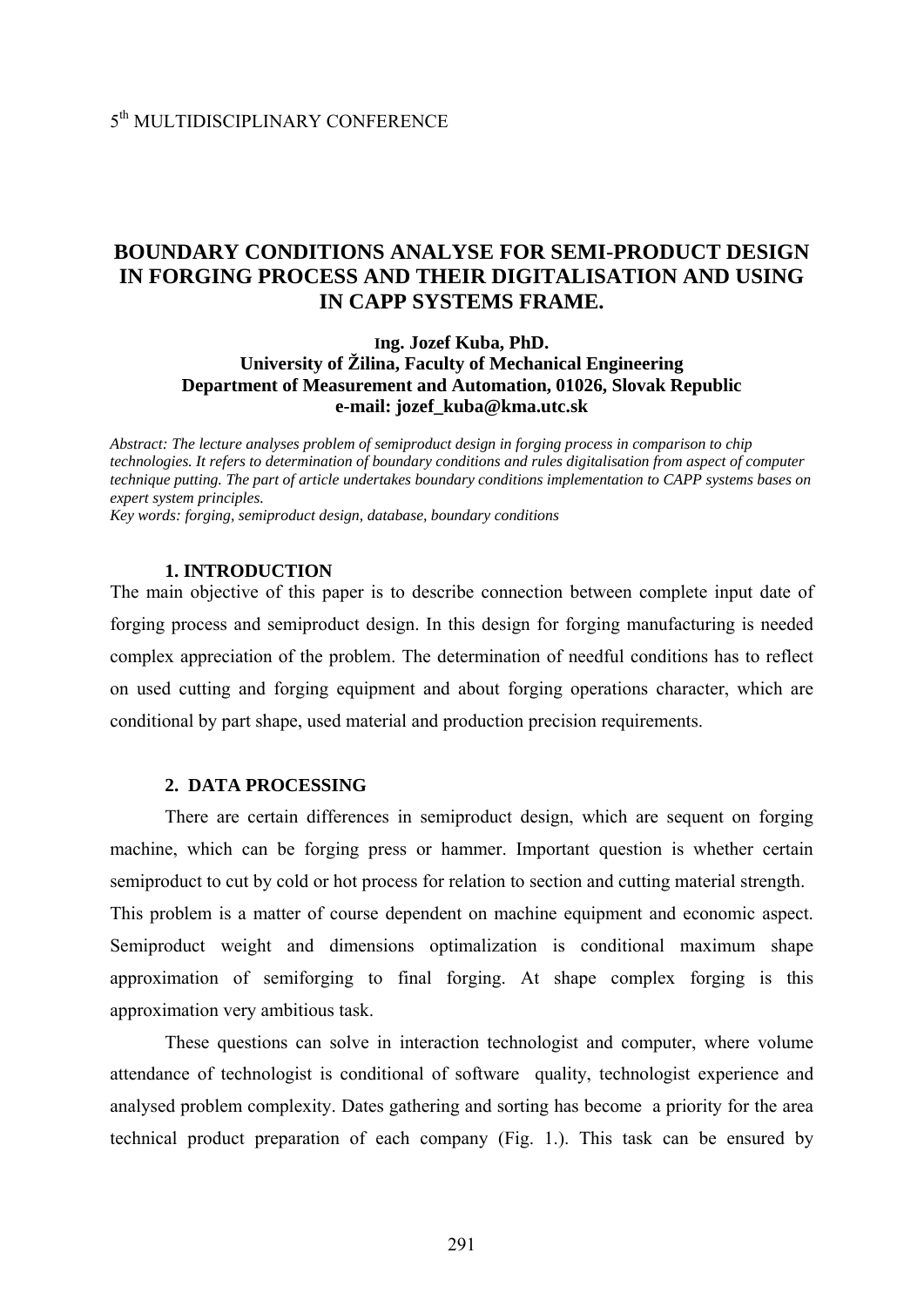5th MULTIDISCIPLINARY CONFERENCE

# BOUNDARY CONDITIONS ANALYSE FOR SEMI-PRODUCT DESIGN IN FORGING PROCESS AND THEIR DIGITALISATION AND USING IN CAPP SYSTEMS FRAME.

**Ing. Jozef Kuba, PhD.**
**University of Žilina, Faculty of Mechanical Engineering**
**Department of Measurement and Automation, 01026, Slovak Republic**
**e-mail: jozef_kuba@kma.utc.sk**

*Abstract: The lecture analyses problem of semiproduct design in forging process in comparison to chip technologies. It refers to determination of boundary conditions and rules digitalisation from aspect of computer technique putting. The part of article undertakes boundary conditions implementation to CAPP systems bases on expert system principles.*
*Key words: forging, semiproduct design, database, boundary conditions*

## 1. INTRODUCTION

The main objective of this paper is to describe connection between complete input date of forging process and semiproduct design. In this design for forging manufacturing is needed complex appreciation of the problem. The determination of needful conditions has to reflect on used cutting and forging equipment and about forging operations character, which are conditional by part shape, used material and production precision requirements.

## 2. DATA PROCESSING

There are certain differences in semiproduct design, which are sequent on forging machine, which can be forging press or hammer. Important question is whether certain semiproduct to cut by cold or hot process for relation to section and cutting material strength. This problem is a matter of course dependent on machine equipment and economic aspect. Semiproduct weight and dimensions optimalization is conditional maximum shape approximation of semiforging to final forging. At shape complex forging is this approximation very ambitious task.

These questions can solve in interaction technologist and computer, where volume attendance of technologist is conditional of software quality, technologist experience and analysed problem complexity. Dates gathering and sorting has become a priority for the area technical product preparation of each company (Fig. 1.). This task can be ensured by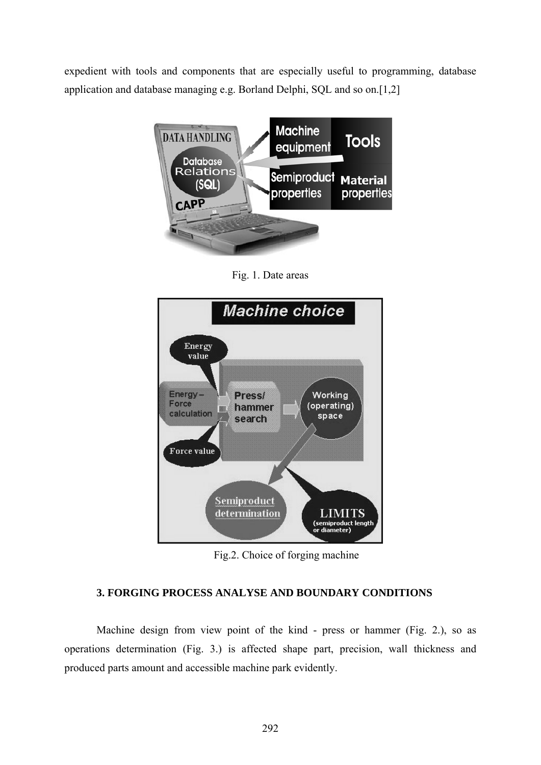expedient with tools and components that are especially useful to programming, database application and database managing e.g. Borland Delphi, SQL and so on.[1,2]

Fig. 1. Date areas

Fig.2. Choice of forging machine

### 3. FORGING PROCESS ANALYSE AND BOUNDARY CONDITIONS

Machine design from view point of the kind - press or hammer (Fig. 2.), so as operations determination (Fig. 3.) is affected shape part, precision, wall thickness and produced parts amount and accessible machine park evidently.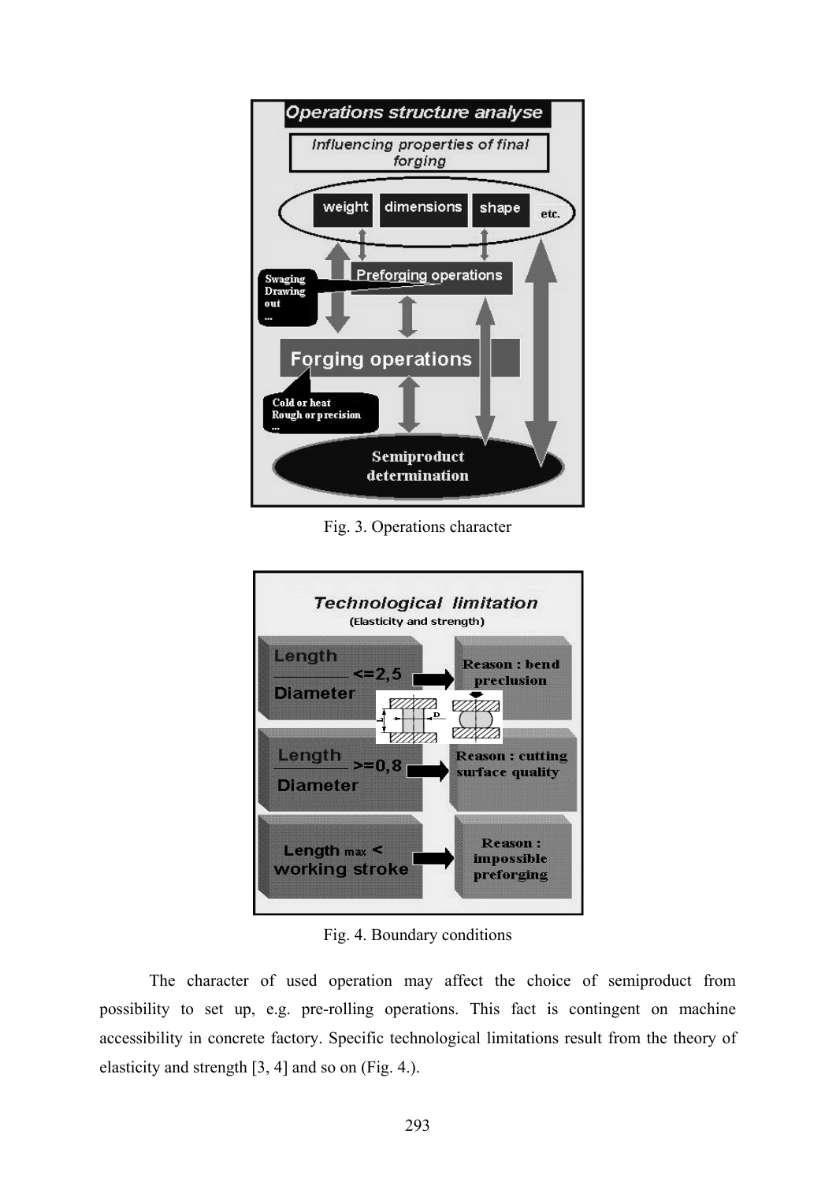Fig. 3. Operations character

Fig. 4. Boundary conditions

The character of used operation may affect the choice of semiproduct from possibility to set up, e.g. pre-rolling operations. This fact is contingent on machine accessibility in concrete factory. Specific technological limitations result from the theory of elasticity and strength [3, 4] and so on (Fig. 4.).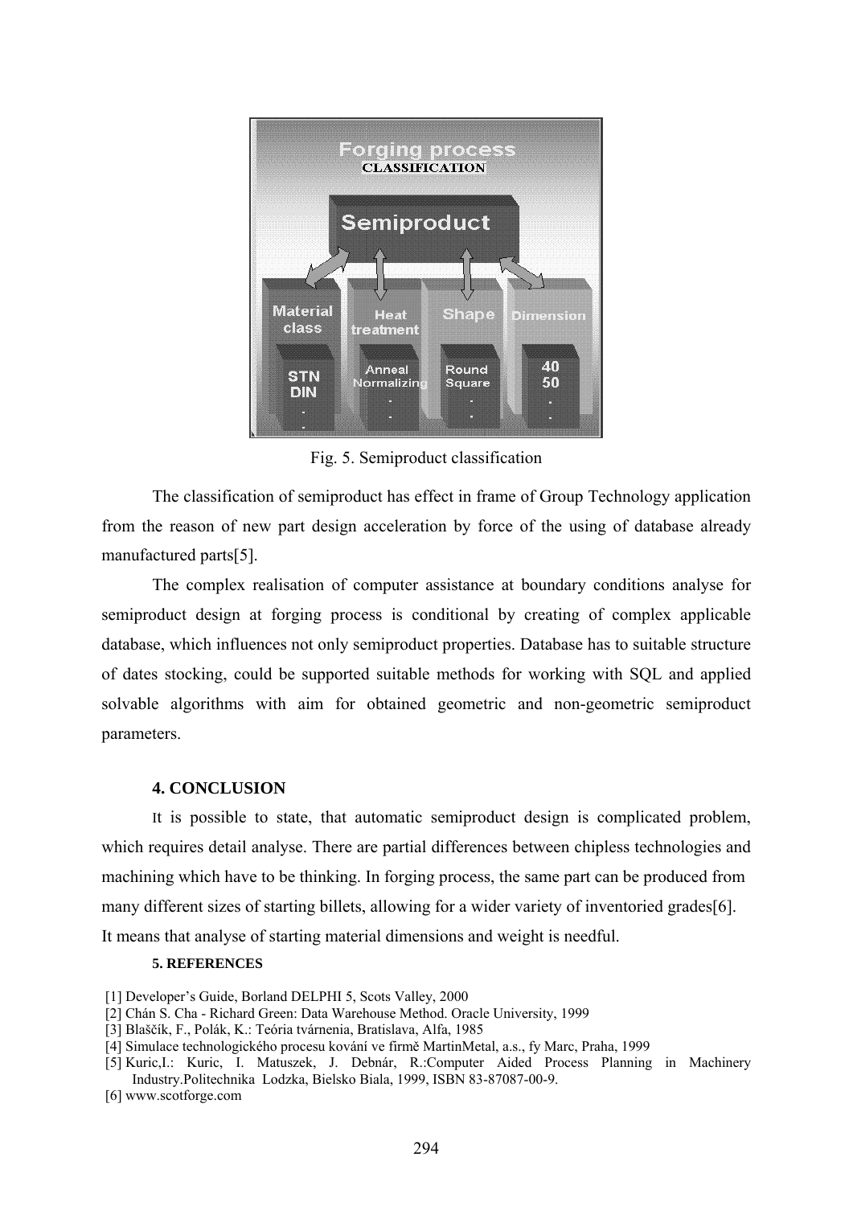Forging process
CLASSIFICATION

Semiproduct

Material class
STN
DIN
.
.

Heat treatment
Anneal
Normalizing
.
.

Shape
Round
Square
.
.

Dimension
40
50
.
.

Fig. 5. Semiproduct classification

The classification of semiproduct has effect in frame of Group Technology application from the reason of new part design acceleration by force of the using of database already manufactured parts[5].

The complex realisation of computer assistance at boundary conditions analyse for semiproduct design at forging process is conditional by creating of complex applicable database, which influences not only semiproduct properties. Database has to suitable structure of dates stocking, could be supported suitable methods for working with SQL and applied solvable algorithms with aim for obtained geometric and non-geometric semiproduct parameters.

## 4. CONCLUSION

It is possible to state, that automatic semiproduct design is complicated problem, which requires detail analyse. There are partial differences between chipless technologies and machining which have to be thinking. In forging process, the same part can be produced from many different sizes of starting billets, allowing for a wider variety of inventoried grades[6]. It means that analyse of starting material dimensions and weight is needful.

## 5. REFERENCES

[1] Developer's Guide, Borland DELPHI 5, Scots Valley, 2000
[2] Chán S. Cha - Richard Green: Data Warehouse Method. Oracle University, 1999
[3] Blaščík, F., Polák, K.: Teória tvárnenia, Bratislava, Alfa, 1985
[4] Simulace technologického procesu kování ve firmě MartinMetal, a.s., fy Marc, Praha, 1999
[5] Kuric,I.: Kuric, I. Matuszek, J. Debnár, R.:Computer Aided Process Planning in Machinery Industry.Politechnika Lodzka, Bielsko Biala, 1999, ISBN 83-87087-00-9.
[6] www.scotforge.com